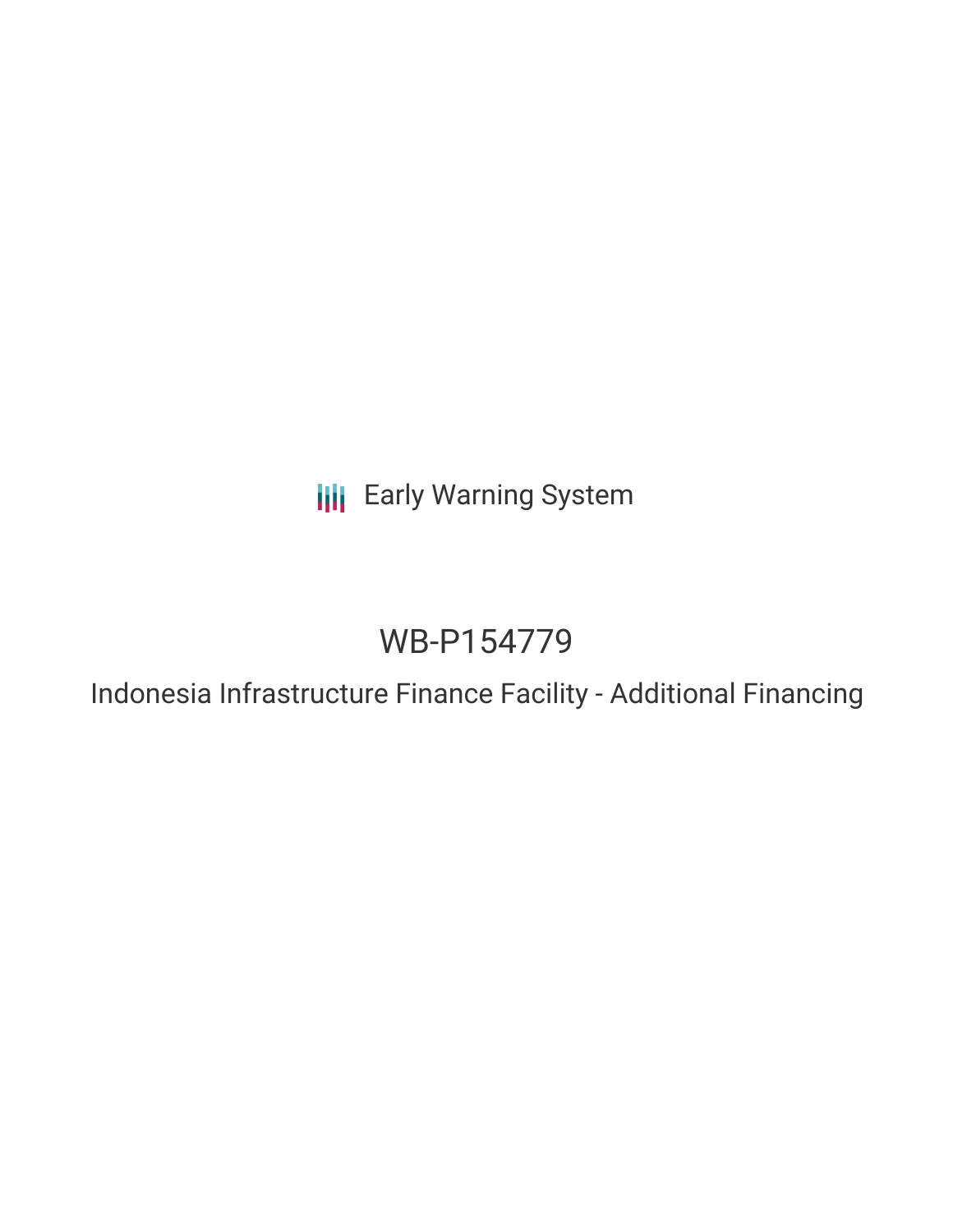Early Warning System

# WB-P154779

## Indonesia Infrastructure Finance Facility - Additional Financing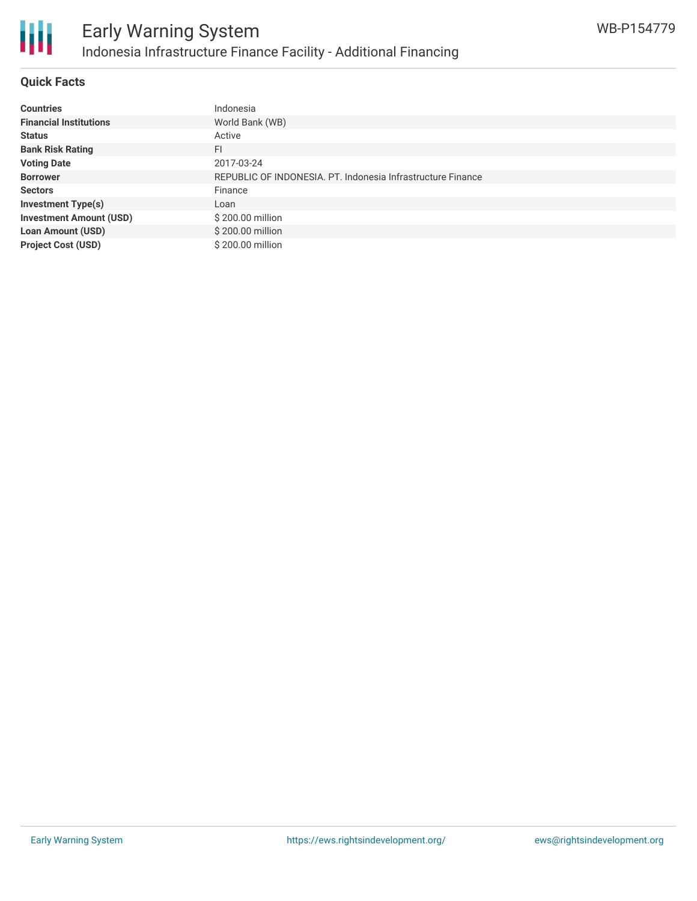# Early Warning System

## Indonesia Infrastructure Finance Facility - Additional Financing

WB-P154779

### Quick Facts

| | |
|---|---|
| **Countries** | Indonesia |
| **Financial Institutions** | World Bank (WB) |
| **Status** | Active |
| **Bank Risk Rating** | FI |
| **Voting Date** | 2017-03-24 |
| **Borrower** | REPUBLIC OF INDONESIA. PT. Indonesia Infrastructure Finance |
| **Sectors** | Finance |
| **Investment Type(s)** | Loan |
| **Investment Amount (USD)** | $ 200.00 million |
| **Loan Amount (USD)** | $ 200.00 million |
| **Project Cost (USD)** | $ 200.00 million |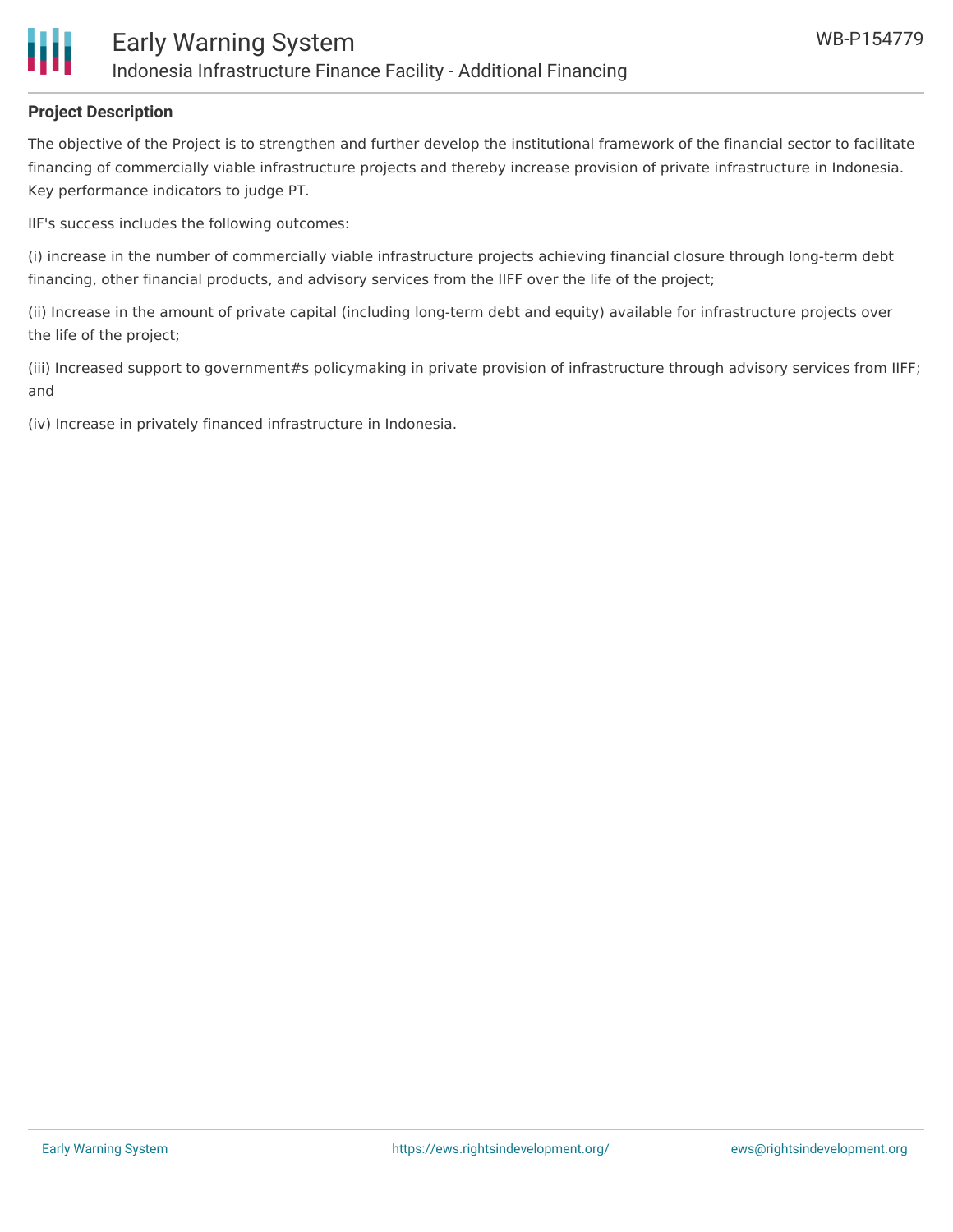## Project Description

The objective of the Project is to strengthen and further develop the institutional framework of the financial sector to facilitate financing of commercially viable infrastructure projects and thereby increase provision of private infrastructure in Indonesia. Key performance indicators to judge PT.

IIF's success includes the following outcomes:

(i) increase in the number of commercially viable infrastructure projects achieving financial closure through long-term debt financing, other financial products, and advisory services from the IIFF over the life of the project;

(ii) Increase in the amount of private capital (including long-term debt and equity) available for infrastructure projects over the life of the project;

(iii) Increased support to government#s policymaking in private provision of infrastructure through advisory services from IIFF; and

(iv) Increase in privately financed infrastructure in Indonesia.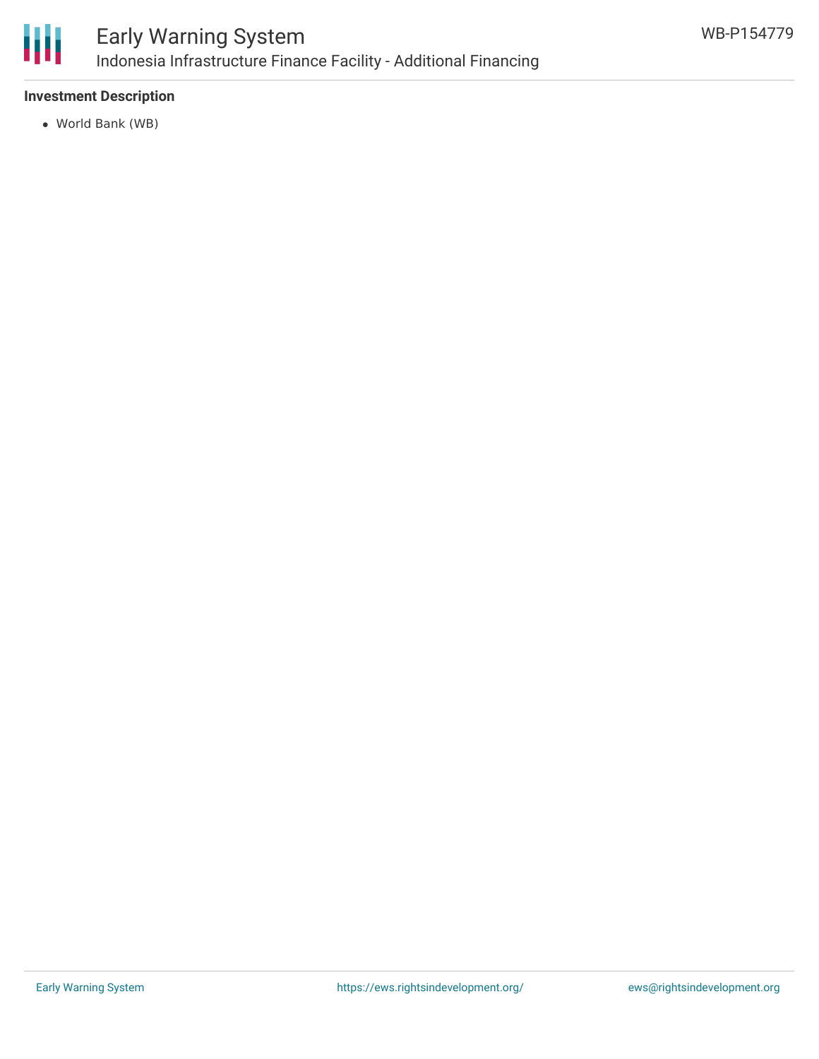### Investment Description

- World Bank (WB)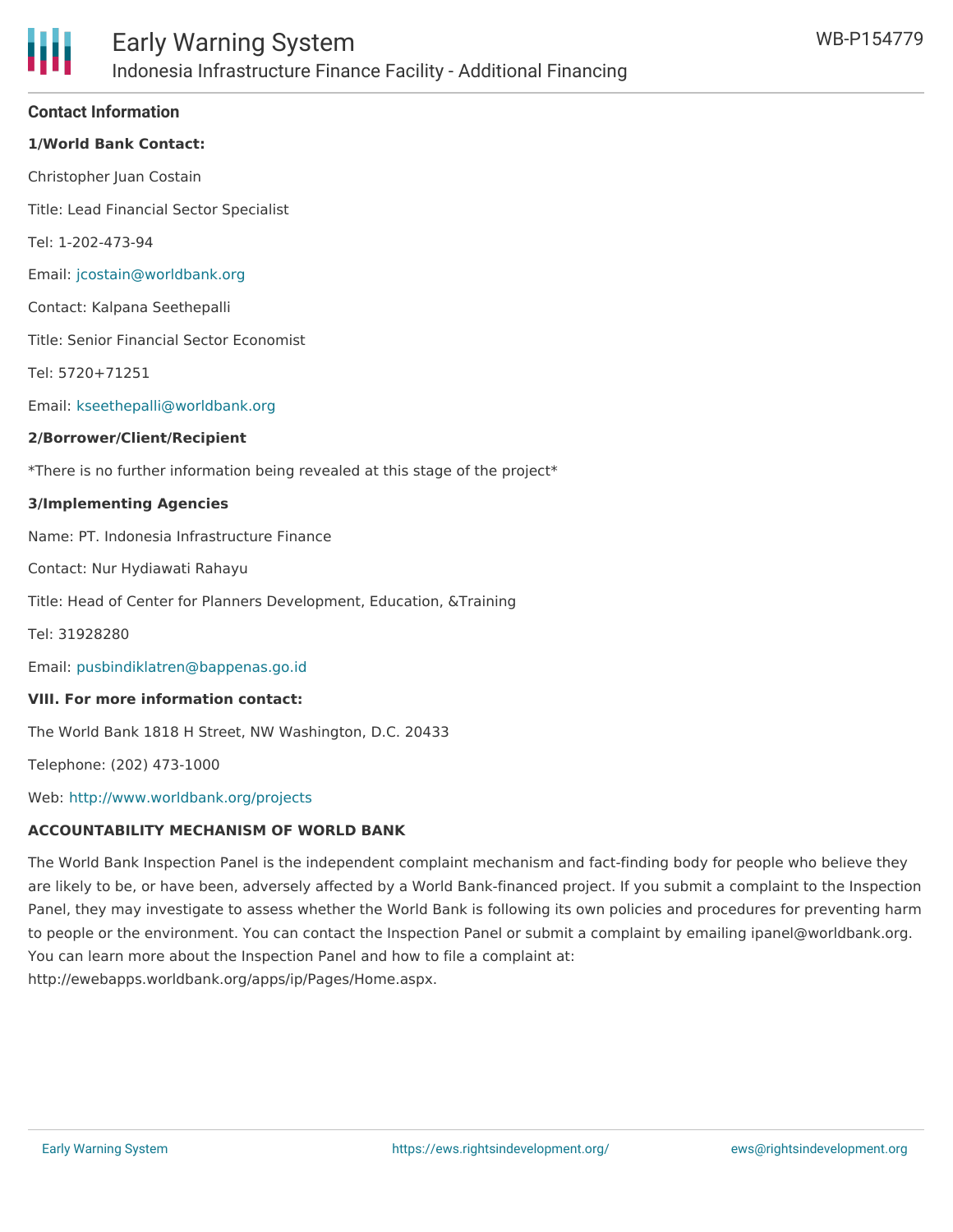## Contact Information

**1/World Bank Contact:**

Christopher Juan Costain

Title: Lead Financial Sector Specialist

Tel: 1-202-473-94

Email: jcostain@worldbank.org

Contact: Kalpana Seethepalli

Title: Senior Financial Sector Economist

Tel: 5720+71251

Email: kseethepalli@worldbank.org

**2/Borrower/Client/Recipient**

*There is no further information being revealed at this stage of the project*

**3/Implementing Agencies**

Name: PT. Indonesia Infrastructure Finance

Contact: Nur Hydiawati Rahayu

Title: Head of Center for Planners Development, Education, &Training

Tel: 31928280

Email: pusbindiklatren@bappenas.go.id

**VIII. For more information contact:**

The World Bank 1818 H Street, NW Washington, D.C. 20433

Telephone: (202) 473-1000

Web: http://www.worldbank.org/projects

**ACCOUNTABILITY MECHANISM OF WORLD BANK**

The World Bank Inspection Panel is the independent complaint mechanism and fact-finding body for people who believe they are likely to be, or have been, adversely affected by a World Bank-financed project. If you submit a complaint to the Inspection Panel, they may investigate to assess whether the World Bank is following its own policies and procedures for preventing harm to people or the environment. You can contact the Inspection Panel or submit a complaint by emailing ipanel@worldbank.org. You can learn more about the Inspection Panel and how to file a complaint at: http://ewebapps.worldbank.org/apps/ip/Pages/Home.aspx.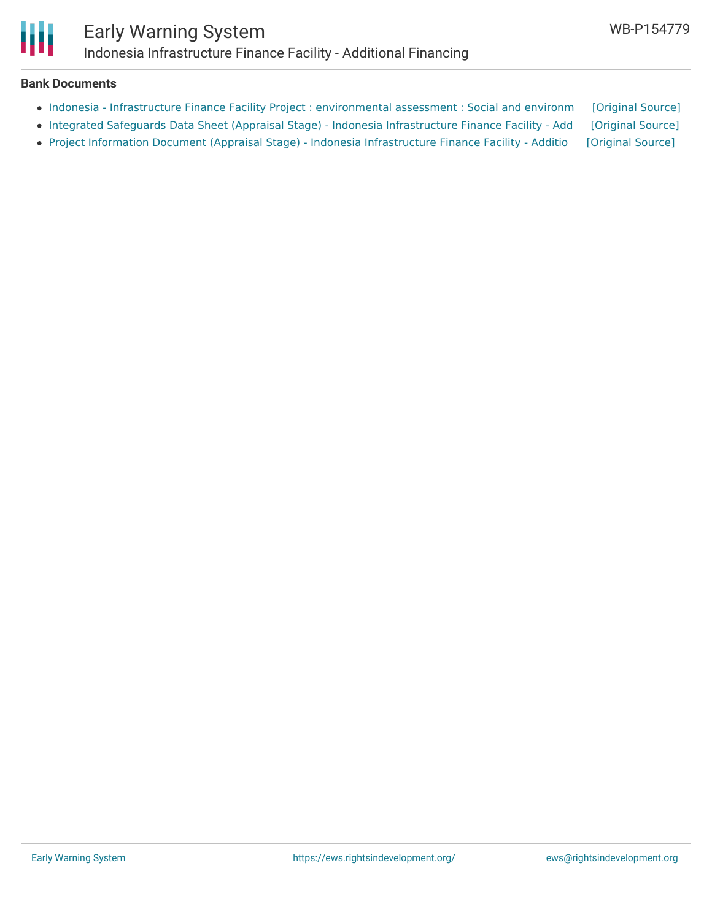**Bank Documents**

- Indonesia - Infrastructure Finance Facility Project : environmental assessment : Social and environm [Original Source]
- Integrated Safeguards Data Sheet (Appraisal Stage) - Indonesia Infrastructure Finance Facility - Add [Original Source]
- Project Information Document (Appraisal Stage) - Indonesia Infrastructure Finance Facility - Additio [Original Source]